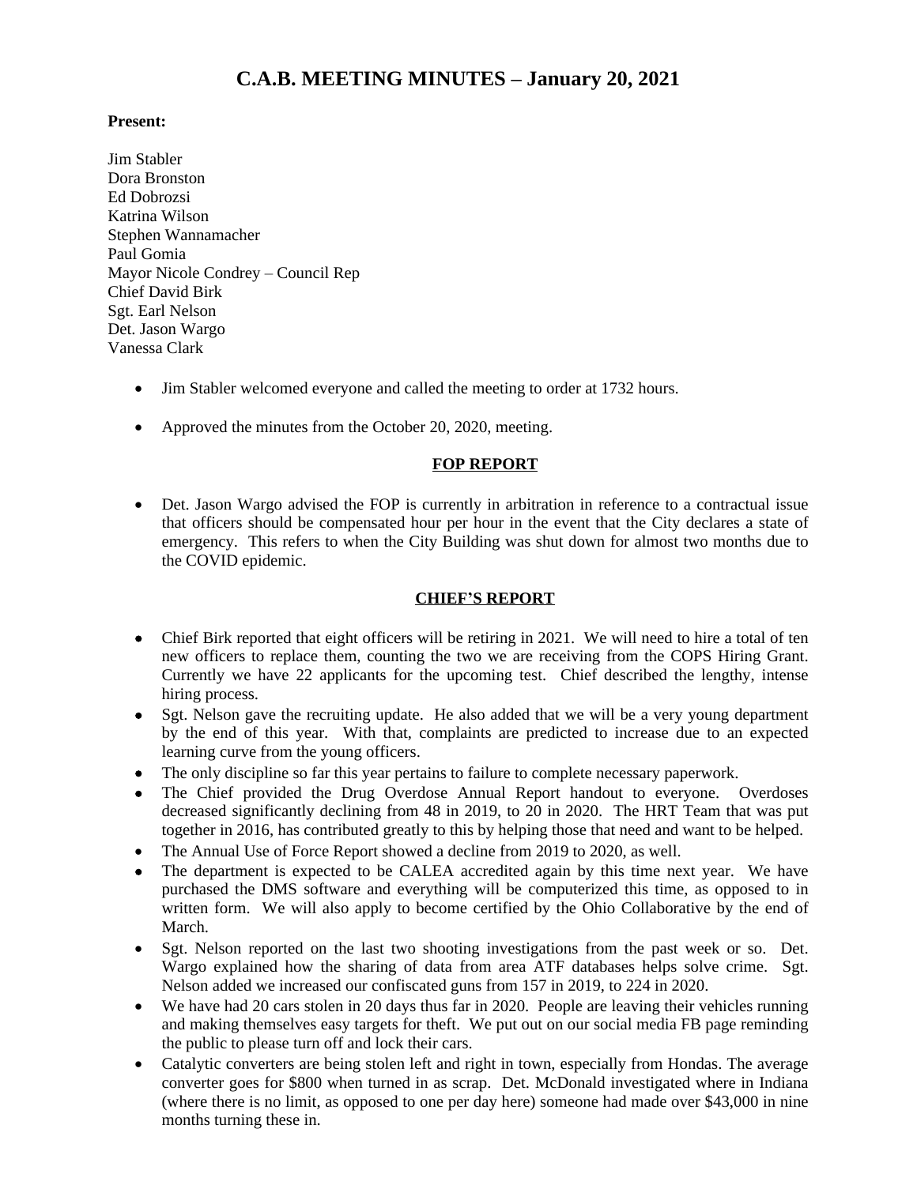# C.A.B. MEETING MINUTES – January 20, 2021

**Present:**

Jim Stabler
Dora Bronston
Ed Dobrozsi
Katrina Wilson
Stephen Wannamacher
Paul Gomia
Mayor Nicole Condrey – Council Rep
Chief David Birk
Sgt. Earl Nelson
Det. Jason Wargo
Vanessa Clark

- Jim Stabler welcomed everyone and called the meeting to order at 1732 hours.
- Approved the minutes from the October 20, 2020, meeting.

## FOP REPORT

- Det. Jason Wargo advised the FOP is currently in arbitration in reference to a contractual issue that officers should be compensated hour per hour in the event that the City declares a state of emergency. This refers to when the City Building was shut down for almost two months due to the COVID epidemic.

## CHIEF'S REPORT

- Chief Birk reported that eight officers will be retiring in 2021. We will need to hire a total of ten new officers to replace them, counting the two we are receiving from the COPS Hiring Grant. Currently we have 22 applicants for the upcoming test. Chief described the lengthy, intense hiring process.
- Sgt. Nelson gave the recruiting update. He also added that we will be a very young department by the end of this year. With that, complaints are predicted to increase due to an expected learning curve from the young officers.
- The only discipline so far this year pertains to failure to complete necessary paperwork.
- The Chief provided the Drug Overdose Annual Report handout to everyone. Overdoses decreased significantly declining from 48 in 2019, to 20 in 2020. The HRT Team that was put together in 2016, has contributed greatly to this by helping those that need and want to be helped.
- The Annual Use of Force Report showed a decline from 2019 to 2020, as well.
- The department is expected to be CALEA accredited again by this time next year. We have purchased the DMS software and everything will be computerized this time, as opposed to in written form. We will also apply to become certified by the Ohio Collaborative by the end of March.
- Sgt. Nelson reported on the last two shooting investigations from the past week or so. Det. Wargo explained how the sharing of data from area ATF databases helps solve crime. Sgt. Nelson added we increased our confiscated guns from 157 in 2019, to 224 in 2020.
- We have had 20 cars stolen in 20 days thus far in 2020. People are leaving their vehicles running and making themselves easy targets for theft. We put out on our social media FB page reminding the public to please turn off and lock their cars.
- Catalytic converters are being stolen left and right in town, especially from Hondas. The average converter goes for $800 when turned in as scrap. Det. McDonald investigated where in Indiana (where there is no limit, as opposed to one per day here) someone had made over $43,000 in nine months turning these in.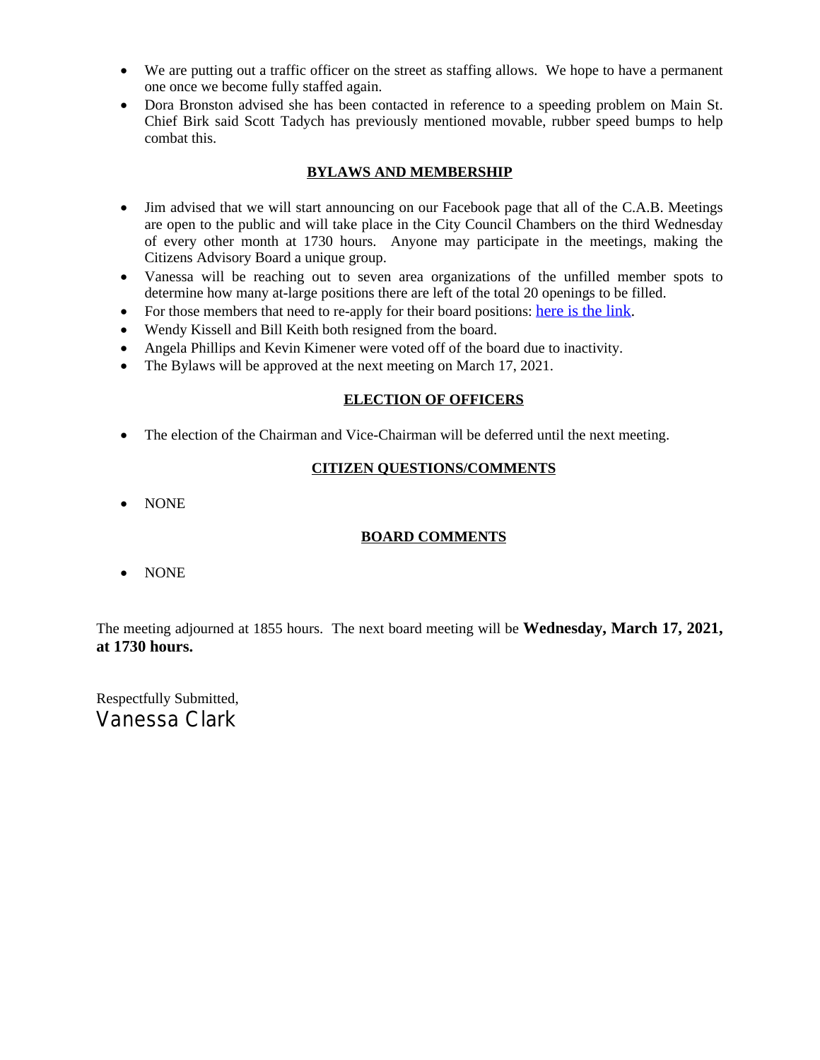- We are putting out a traffic officer on the street as staffing allows. We hope to have a permanent one once we become fully staffed again.
- Dora Bronston advised she has been contacted in reference to a speeding problem on Main St. Chief Birk said Scott Tadych has previously mentioned movable, rubber speed bumps to help combat this.

## BYLAWS AND MEMBERSHIP

- Jim advised that we will start announcing on our Facebook page that all of the C.A.B. Meetings are open to the public and will take place in the City Council Chambers on the third Wednesday of every other month at 1730 hours. Anyone may participate in the meetings, making the Citizens Advisory Board a unique group.
- Vanessa will be reaching out to seven area organizations of the unfilled member spots to determine how many at-large positions there are left of the total 20 openings to be filled.
- For those members that need to re-apply for their board positions: here is the link.
- Wendy Kissell and Bill Keith both resigned from the board.
- Angela Phillips and Kevin Kimener were voted off of the board due to inactivity.
- The Bylaws will be approved at the next meeting on March 17, 2021.

## ELECTION OF OFFICERS

- The election of the Chairman and Vice-Chairman will be deferred until the next meeting.

## CITIZEN QUESTIONS/COMMENTS

- NONE

## BOARD COMMENTS

- NONE

The meeting adjourned at 1855 hours. The next board meeting will be **Wednesday, March 17, 2021, at 1730 hours.**

Respectfully Submitted,
Vanessa Clark